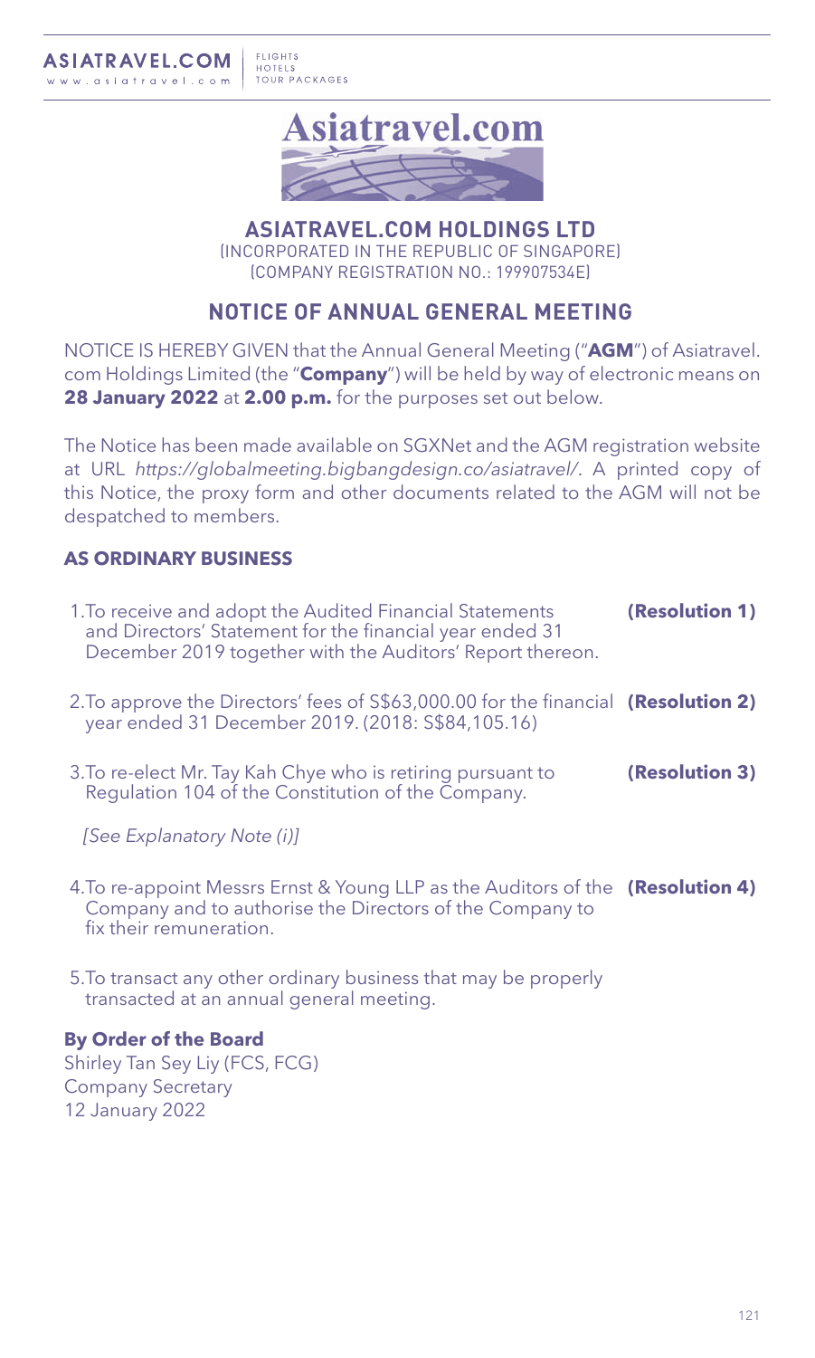# ASIATRAVEL.COM HOLDINGS LTD

(INCORPORATED IN THE REPUBLIC OF SINGAPORE)
(COMPANY REGISTRATION NO.: 199907534E)

## NOTICE OF ANNUAL GENERAL MEETING

NOTICE IS HEREBY GIVEN that the Annual General Meeting ("**AGM**") of Asiatravel.com Holdings Limited (the "**Company**") will be held by way of electronic means on **28 January 2022** at **2.00 p.m.** for the purposes set out below.

The Notice has been made available on SGXNet and the AGM registration website at URL *https://globalmeeting.bigbangdesign.co/asiatravel/*. A printed copy of this Notice, the proxy form and other documents related to the AGM will not be despatched to members.

### AS ORDINARY BUSINESS

1. To receive and adopt the Audited Financial Statements and Directors' Statement for the financial year ended 31 December 2019 together with the Auditors' Report thereon. **(Resolution 1)**

2. To approve the Directors' fees of S$63,000.00 for the financial year ended 31 December 2019. (2018: S$84,105.16) **(Resolution 2)**

3. To re-elect Mr. Tay Kah Chye who is retiring pursuant to Regulation 104 of the Constitution of the Company. **(Resolution 3)**

   *[See Explanatory Note (i)]*

4. To re-appoint Messrs Ernst & Young LLP as the Auditors of the Company and to authorise the Directors of the Company to fix their remuneration. **(Resolution 4)**

5. To transact any other ordinary business that may be properly transacted at an annual general meeting.

**By Order of the Board**
Shirley Tan Sey Liy (FCS, FCG)
Company Secretary
12 January 2022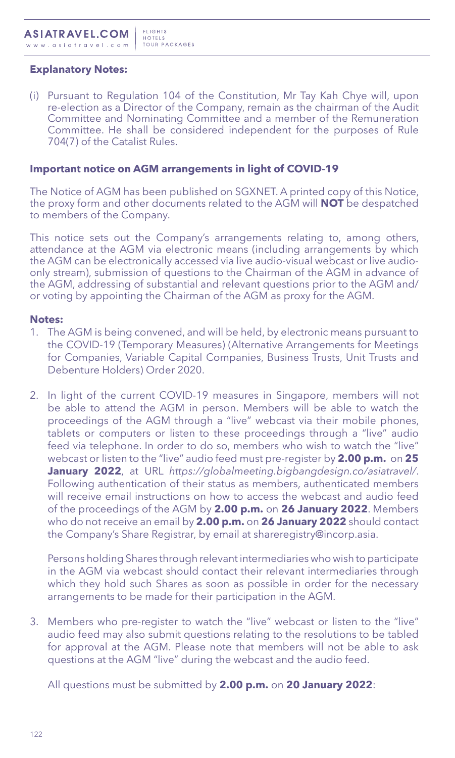**Explanatory Notes:**

(i) Pursuant to Regulation 104 of the Constitution, Mr Tay Kah Chye will, upon re-election as a Director of the Company, remain as the chairman of the Audit Committee and Nominating Committee and a member of the Remuneration Committee. He shall be considered independent for the purposes of Rule 704(7) of the Catalist Rules.

**Important notice on AGM arrangements in light of COVID-19**

The Notice of AGM has been published on SGXNET. A printed copy of this Notice, the proxy form and other documents related to the AGM will **NOT** be despatched to members of the Company.

This notice sets out the Company's arrangements relating to, among others, attendance at the AGM via electronic means (including arrangements by which the AGM can be electronically accessed via live audio-visual webcast or live audio-only stream), submission of questions to the Chairman of the AGM in advance of the AGM, addressing of substantial and relevant questions prior to the AGM and/or voting by appointing the Chairman of the AGM as proxy for the AGM.

**Notes:**

1. The AGM is being convened, and will be held, by electronic means pursuant to the COVID-19 (Temporary Measures) (Alternative Arrangements for Meetings for Companies, Variable Capital Companies, Business Trusts, Unit Trusts and Debenture Holders) Order 2020.

2. In light of the current COVID-19 measures in Singapore, members will not be able to attend the AGM in person. Members will be able to watch the proceedings of the AGM through a "live" webcast via their mobile phones, tablets or computers or listen to these proceedings through a "live" audio feed via telephone. In order to do so, members who wish to watch the "live" webcast or listen to the "live" audio feed must pre-register by **2.00 p.m.** on **25 January 2022**, at URL *https://globalmeeting.bigbangdesign.co/asiatravel/*. Following authentication of their status as members, authenticated members will receive email instructions on how to access the webcast and audio feed of the proceedings of the AGM by **2.00 p.m.** on **26 January 2022**. Members who do not receive an email by **2.00 p.m.** on **26 January 2022** should contact the Company's Share Registrar, by email at shareregistry@incorp.asia.

   Persons holding Shares through relevant intermediaries who wish to participate in the AGM via webcast should contact their relevant intermediaries through which they hold such Shares as soon as possible in order for the necessary arrangements to be made for their participation in the AGM.

3. Members who pre-register to watch the "live" webcast or listen to the "live" audio feed may also submit questions relating to the resolutions to be tabled for approval at the AGM. Please note that members will not be able to ask questions at the AGM "live" during the webcast and the audio feed.

   All questions must be submitted by **2.00 p.m.** on **20 January 2022**: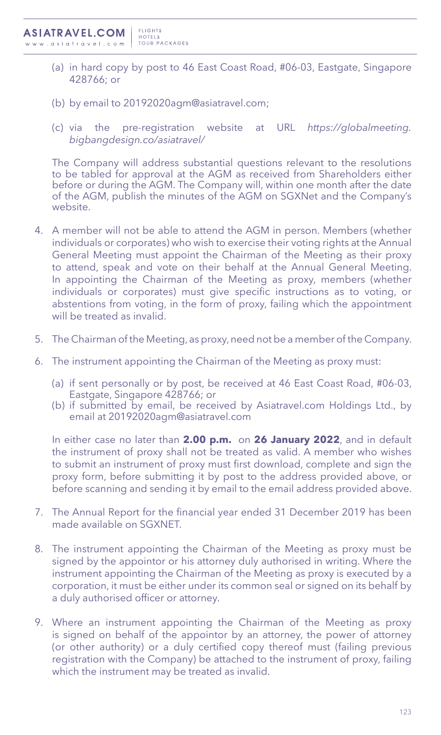(a) in hard copy by post to 46 East Coast Road, #06-03, Eastgate, Singapore 428766; or

(b) by email to 20192020agm@asiatravel.com;

(c) via the pre-registration website at URL *https://globalmeeting.bigbangdesign.co/asiatravel/*

The Company will address substantial questions relevant to the resolutions to be tabled for approval at the AGM as received from Shareholders either before or during the AGM. The Company will, within one month after the date of the AGM, publish the minutes of the AGM on SGXNet and the Company's website.

4. A member will not be able to attend the AGM in person. Members (whether individuals or corporates) who wish to exercise their voting rights at the Annual General Meeting must appoint the Chairman of the Meeting as their proxy to attend, speak and vote on their behalf at the Annual General Meeting. In appointing the Chairman of the Meeting as proxy, members (whether individuals or corporates) must give specific instructions as to voting, or abstentions from voting, in the form of proxy, failing which the appointment will be treated as invalid.

5. The Chairman of the Meeting, as proxy, need not be a member of the Company.

6. The instrument appointing the Chairman of the Meeting as proxy must:

   (a) if sent personally or by post, be received at 46 East Coast Road, #06-03, Eastgate, Singapore 428766; or

   (b) if submitted by email, be received by Asiatravel.com Holdings Ltd., by email at 20192020agm@asiatravel.com

   In either case no later than **2.00 p.m.** on **26 January 2022**, and in default the instrument of proxy shall not be treated as valid. A member who wishes to submit an instrument of proxy must first download, complete and sign the proxy form, before submitting it by post to the address provided above, or before scanning and sending it by email to the email address provided above.

7. The Annual Report for the financial year ended 31 December 2019 has been made available on SGXNET.

8. The instrument appointing the Chairman of the Meeting as proxy must be signed by the appointor or his attorney duly authorised in writing. Where the instrument appointing the Chairman of the Meeting as proxy is executed by a corporation, it must be either under its common seal or signed on its behalf by a duly authorised officer or attorney.

9. Where an instrument appointing the Chairman of the Meeting as proxy is signed on behalf of the appointor by an attorney, the power of attorney (or other authority) or a duly certified copy thereof must (failing previous registration with the Company) be attached to the instrument of proxy, failing which the instrument may be treated as invalid.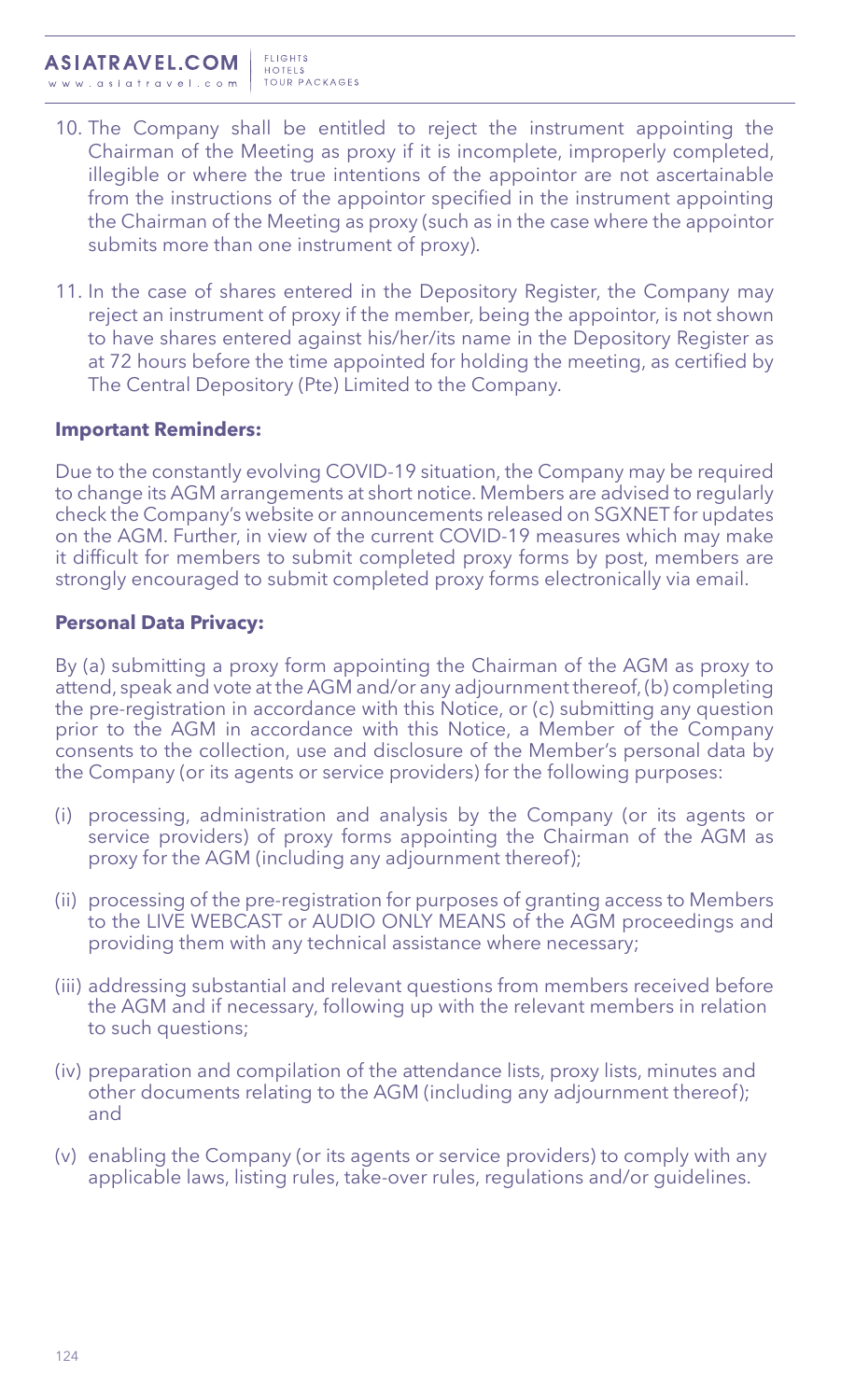10. The Company shall be entitled to reject the instrument appointing the Chairman of the Meeting as proxy if it is incomplete, improperly completed, illegible or where the true intentions of the appointor are not ascertainable from the instructions of the appointor specified in the instrument appointing the Chairman of the Meeting as proxy (such as in the case where the appointor submits more than one instrument of proxy).

11. In the case of shares entered in the Depository Register, the Company may reject an instrument of proxy if the member, being the appointor, is not shown to have shares entered against his/her/its name in the Depository Register as at 72 hours before the time appointed for holding the meeting, as certified by The Central Depository (Pte) Limited to the Company.

**Important Reminders:**

Due to the constantly evolving COVID-19 situation, the Company may be required to change its AGM arrangements at short notice. Members are advised to regularly check the Company's website or announcements released on SGXNET for updates on the AGM. Further, in view of the current COVID-19 measures which may make it difficult for members to submit completed proxy forms by post, members are strongly encouraged to submit completed proxy forms electronically via email.

**Personal Data Privacy:**

By (a) submitting a proxy form appointing the Chairman of the AGM as proxy to attend, speak and vote at the AGM and/or any adjournment thereof, (b) completing the pre-registration in accordance with this Notice, or (c) submitting any question prior to the AGM in accordance with this Notice, a Member of the Company consents to the collection, use and disclosure of the Member's personal data by the Company (or its agents or service providers) for the following purposes:

(i) processing, administration and analysis by the Company (or its agents or service providers) of proxy forms appointing the Chairman of the AGM as proxy for the AGM (including any adjournment thereof);

(ii) processing of the pre-registration for purposes of granting access to Members to the LIVE WEBCAST or AUDIO ONLY MEANS of the AGM proceedings and providing them with any technical assistance where necessary;

(iii) addressing substantial and relevant questions from members received before the AGM and if necessary, following up with the relevant members in relation to such questions;

(iv) preparation and compilation of the attendance lists, proxy lists, minutes and other documents relating to the AGM (including any adjournment thereof); and

(v) enabling the Company (or its agents or service providers) to comply with any applicable laws, listing rules, take-over rules, regulations and/or guidelines.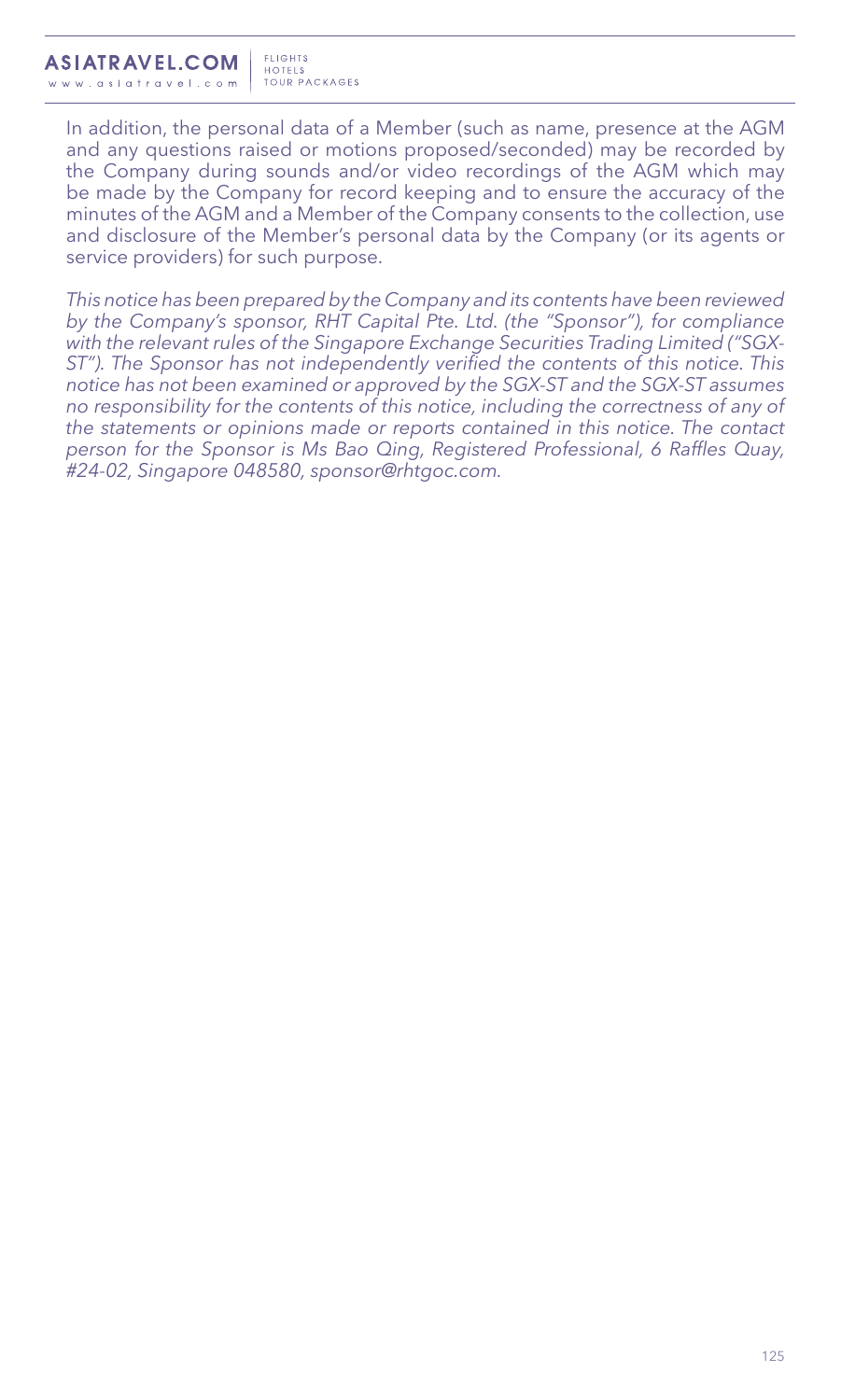In addition, the personal data of a Member (such as name, presence at the AGM and any questions raised or motions proposed/seconded) may be recorded by the Company during sounds and/or video recordings of the AGM which may be made by the Company for record keeping and to ensure the accuracy of the minutes of the AGM and a Member of the Company consents to the collection, use and disclosure of the Member's personal data by the Company (or its agents or service providers) for such purpose.

*This notice has been prepared by the Company and its contents have been reviewed by the Company's sponsor, RHT Capital Pte. Ltd. (the "Sponsor"), for compliance with the relevant rules of the Singapore Exchange Securities Trading Limited ("SGX-ST"). The Sponsor has not independently verified the contents of this notice. This notice has not been examined or approved by the SGX-ST and the SGX-ST assumes no responsibility for the contents of this notice, including the correctness of any of the statements or opinions made or reports contained in this notice. The contact person for the Sponsor is Ms Bao Qing, Registered Professional, 6 Raffles Quay, #24-02, Singapore 048580, sponsor@rhtgoc.com.*